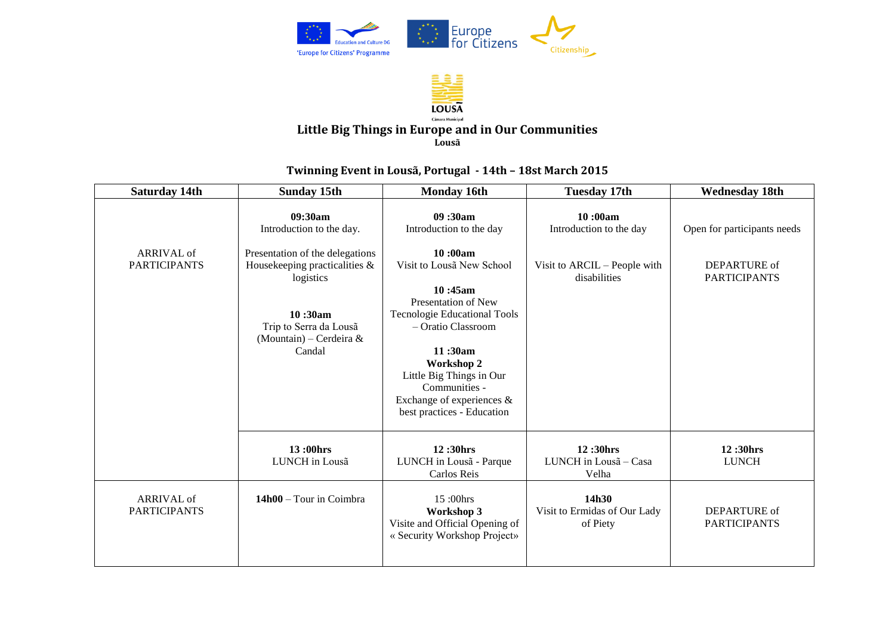'Europe for Citizens' Programme

Education and Culture DG

Europe for Citizens

Citizenship

LOUSÃ

Câmara Municipal

# Little Big Things in Europe and in Our Communities

**Lousã**

## Twinning Event in Lousã, Portugal - 14th – 18st March 2015

| Saturday 14th | Sunday 15th | Monday 16th | Tuesday 17th | Wednesday 18th |
|---|---|---|---|---|
| ARRIVAL of PARTICIPANTS | **09:30am** Introduction to the day. Presentation of the delegations Housekeeping practicalities & logistics **10 :30am** Trip to Serra da Lousã (Mountain) – Cerdeira & Candal | **09 :30am** Introduction to the day **10 :00am** Visit to Lousã New School **10 :45am** Presentation of New Tecnologie Educational Tools – Oratio Classroom **11 :30am** **Workshop 2** Little Big Things in Our Communities - Exchange of experiences & best practices - Education | **10 :00am** Introduction to the day Visit to ARCIL – People with disabilities | Open for participants needs DEPARTURE of PARTICIPANTS |
| | **13 :00hrs** LUNCH in Lousã | **12 :30hrs** LUNCH in Lousã - Parque Carlos Reis | **12 :30hrs** LUNCH in Lousã – Casa Velha | **12 :30hrs** LUNCH |
| ARRIVAL of PARTICIPANTS | **14h00** – Tour in Coimbra | 15 :00hrs **Workshop 3** Visite and Official Opening of « Security Workshop Project» | **14h30** Visit to Ermidas of Our Lady of Piety | DEPARTURE of PARTICIPANTS |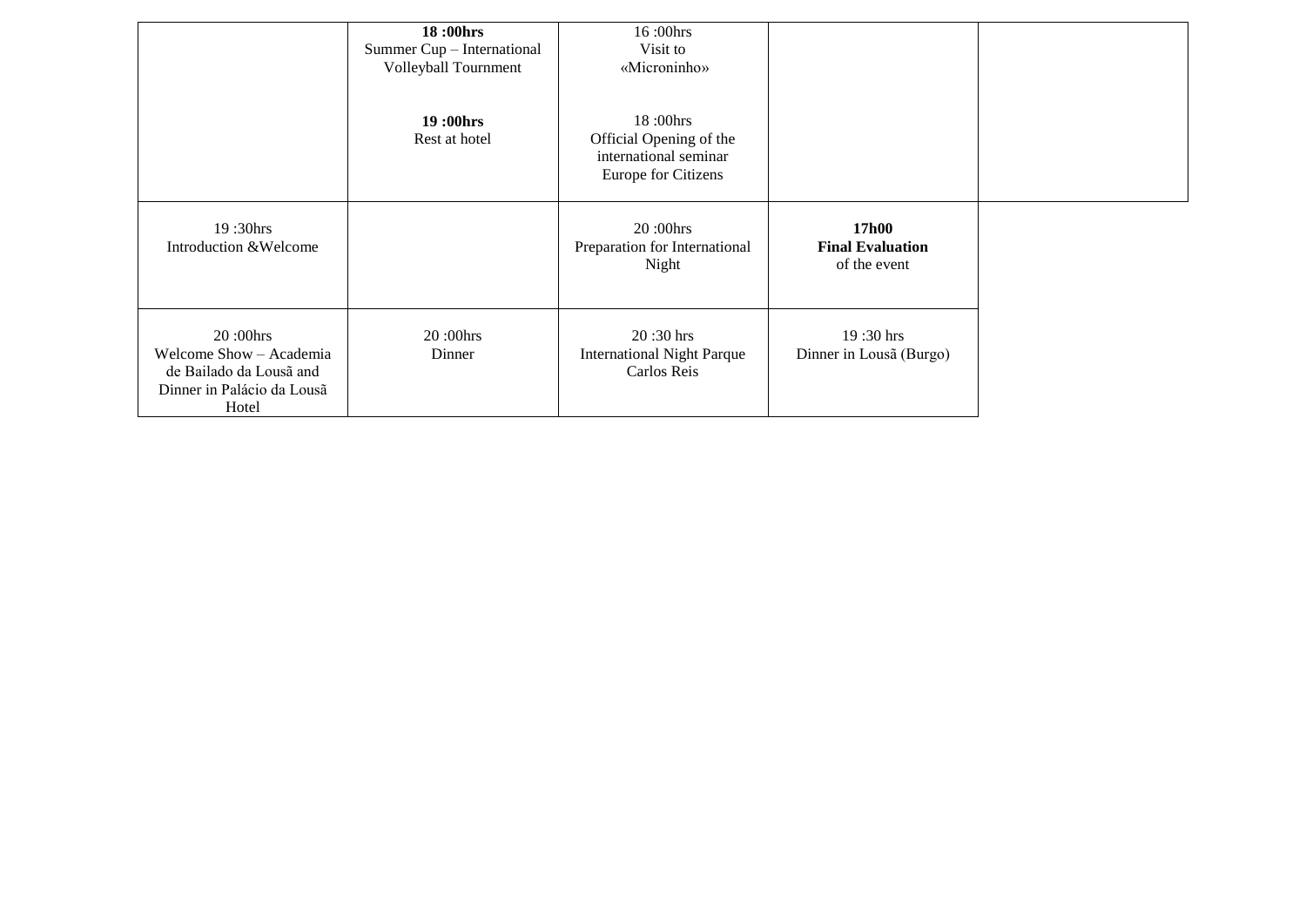| | | | | |
|---|---|---|---|---|
| | **18 :00hrs**<br>Summer Cup – International Volleyball Tournment<br><br>**19 :00hrs**<br>Rest at hotel | 16 :00hrs<br>Visit to «Microninho»<br><br>18 :00hrs<br>Official Opening of the international seminar Europe for Citizens | | |
| 19 :30hrs<br>Introduction &Welcome | | 20 :00hrs<br>Preparation for International Night | **17h00**<br>**Final Evaluation**<br>of the event | |
| 20 :00hrs<br>Welcome Show – Academia de Bailado da Lousã and Dinner in Palácio da Lousã Hotel | 20 :00hrs<br>Dinner | 20 :30 hrs<br>International Night Parque Carlos Reis | 19 :30 hrs<br>Dinner in Lousã (Burgo) | |